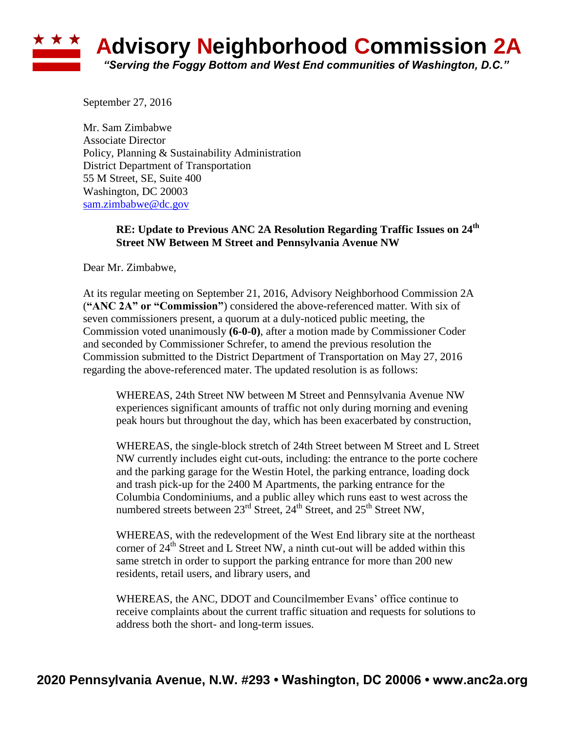# Advisory Neighborhood Commission 2A

*"Serving the Foggy Bottom and West End communities of Washington, D.C."*

September 27, 2016

Mr. Sam Zimbabwe
Associate Director
Policy, Planning & Sustainability Administration
District Department of Transportation
55 M Street, SE, Suite 400
Washington, DC 20003
sam.zimbabwe@dc.gov

**RE: Update to Previous ANC 2A Resolution Regarding Traffic Issues on 24th Street NW Between M Street and Pennsylvania Avenue NW**

Dear Mr. Zimbabwe,

At its regular meeting on September 21, 2016, Advisory Neighborhood Commission 2A (**"ANC 2A" or "Commission"**) considered the above-referenced matter. With six of seven commissioners present, a quorum at a duly-noticed public meeting, the Commission voted unanimously **(6-0-0)**, after a motion made by Commissioner Coder and seconded by Commissioner Schrefer, to amend the previous resolution the Commission submitted to the District Department of Transportation on May 27, 2016 regarding the above-referenced mater. The updated resolution is as follows:

> WHEREAS, 24th Street NW between M Street and Pennsylvania Avenue NW experiences significant amounts of traffic not only during morning and evening peak hours but throughout the day, which has been exacerbated by construction,
>
> WHEREAS, the single-block stretch of 24th Street between M Street and L Street NW currently includes eight cut-outs, including: the entrance to the porte cochere and the parking garage for the Westin Hotel, the parking entrance, loading dock and trash pick-up for the 2400 M Apartments, the parking entrance for the Columbia Condominiums, and a public alley which runs east to west across the numbered streets between 23rd Street, 24th Street, and 25th Street NW,
>
> WHEREAS, with the redevelopment of the West End library site at the northeast corner of 24th Street and L Street NW, a ninth cut-out will be added within this same stretch in order to support the parking entrance for more than 200 new residents, retail users, and library users, and
>
> WHEREAS, the ANC, DDOT and Councilmember Evans' office continue to receive complaints about the current traffic situation and requests for solutions to address both the short- and long-term issues.

**2020 Pennsylvania Avenue, N.W. #293 • Washington, DC 20006 • www.anc2a.org**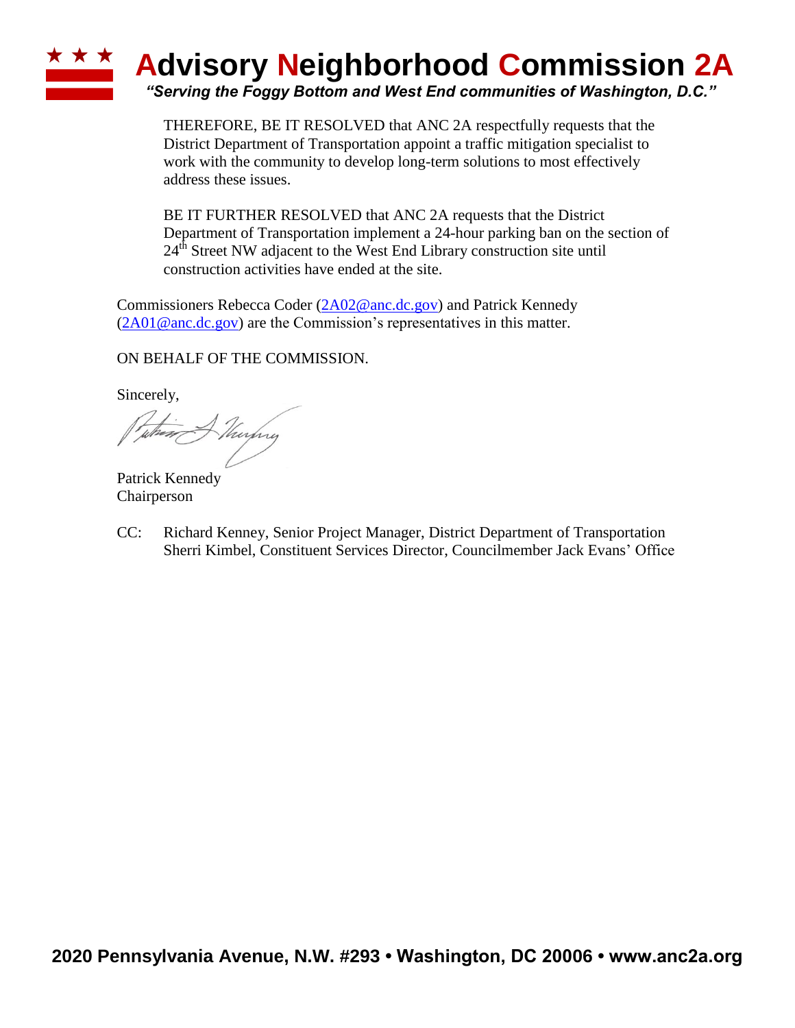THEREFORE, BE IT RESOLVED that ANC 2A respectfully requests that the District Department of Transportation appoint a traffic mitigation specialist to work with the community to develop long-term solutions to most effectively address these issues.

BE IT FURTHER RESOLVED that ANC 2A requests that the District Department of Transportation implement a 24-hour parking ban on the section of 24th Street NW adjacent to the West End Library construction site until construction activities have ended at the site.

Commissioners Rebecca Coder (2A02@anc.dc.gov) and Patrick Kennedy (2A01@anc.dc.gov) are the Commission's representatives in this matter.

ON BEHALF OF THE COMMISSION.

Sincerely,

Patrick Kennedy
Chairperson

CC: Richard Kenney, Senior Project Manager, District Department of Transportation
Sherri Kimbel, Constituent Services Director, Councilmember Jack Evans' Office